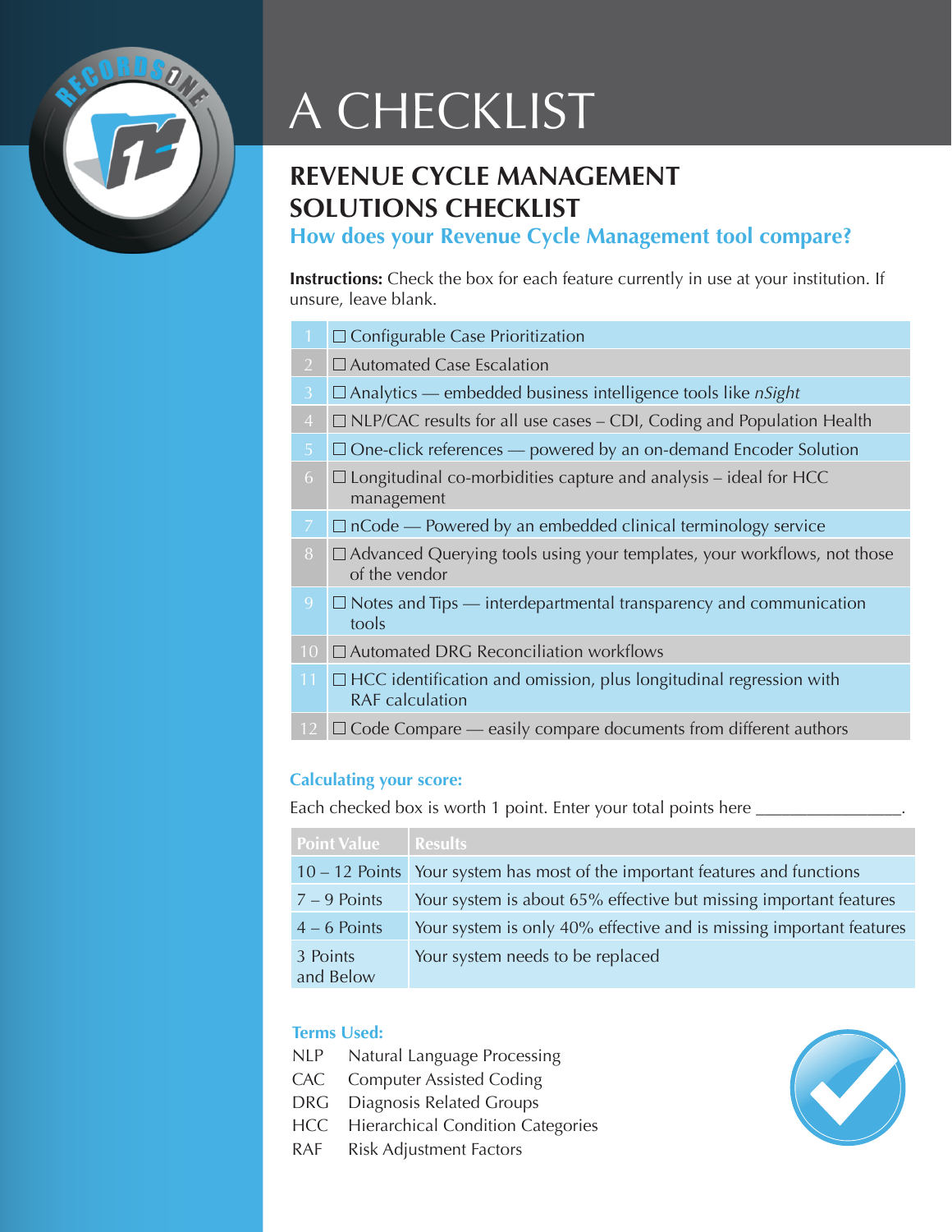# A CHECKLIST

## REVENUE CYCLE MANAGEMENT SOLUTIONS CHECKLIST

### How does your Revenue Cycle Management tool compare?

**Instructions:** Check the box for each feature currently in use at your institution. If unsure, leave blank.

| # | Feature |
|---|---|
| 1 | ☐ Configurable Case Prioritization |
| 2 | ☐ Automated Case Escalation |
| 3 | ☐ Analytics — embedded business intelligence tools like *nSight* |
| 4 | ☐ NLP/CAC results for all use cases – CDI, Coding and Population Health |
| 5 | ☐ One-click references — powered by an on-demand Encoder Solution |
| 6 | ☐ Longitudinal co-morbidities capture and analysis – ideal for HCC management |
| 7 | ☐ nCode — Powered by an embedded clinical terminology service |
| 8 | ☐ Advanced Querying tools using your templates, your workflows, not those of the vendor |
| 9 | ☐ Notes and Tips — interdepartmental transparency and communication tools |
| 10 | ☐ Automated DRG Reconciliation workflows |
| 11 | ☐ HCC identification and omission, plus longitudinal regression with RAF calculation |
| 12 | ☐ Code Compare — easily compare documents from different authors |

### Calculating your score:

Each checked box is worth 1 point. Enter your total points here ________________.

| Point Value | Results |
|---|---|
| 10 – 12 Points | Your system has most of the important features and functions |
| 7 – 9 Points | Your system is about 65% effective but missing important features |
| 4 – 6 Points | Your system is only 40% effective and is missing important features |
| 3 Points and Below | Your system needs to be replaced |

### Terms Used:

- NLP Natural Language Processing
- CAC Computer Assisted Coding
- DRG Diagnosis Related Groups
- HCC Hierarchical Condition Categories
- RAF Risk Adjustment Factors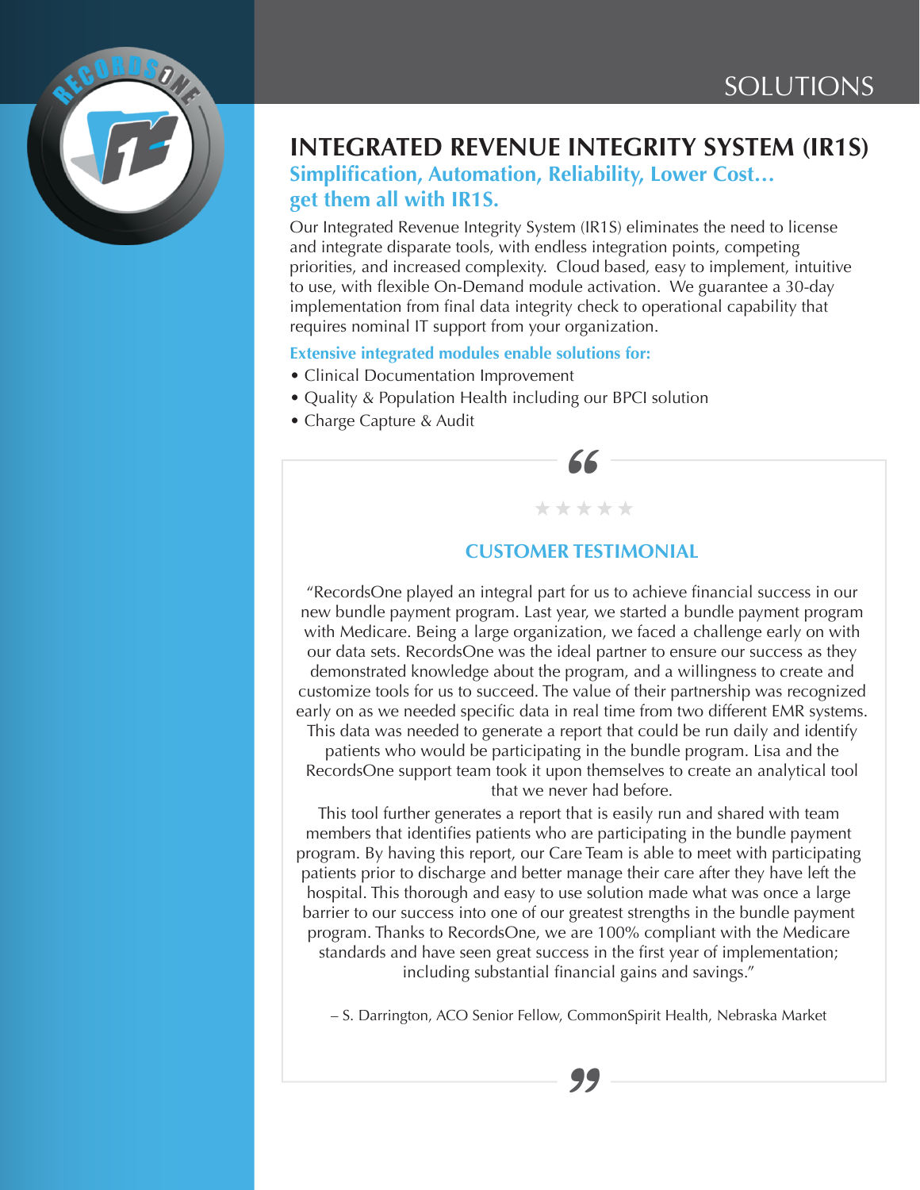SOLUTIONS

# INTEGRATED REVENUE INTEGRITY SYSTEM (IR1S)

### Simplification, Automation, Reliability, Lower Cost… get them all with IR1S.

Our Integrated Revenue Integrity System (IR1S) eliminates the need to license and integrate disparate tools, with endless integration points, competing priorities, and increased complexity. Cloud based, easy to implement, intuitive to use, with flexible On-Demand module activation. We guarantee a 30-day implementation from final data integrity check to operational capability that requires nominal IT support from your organization.

**Extensive integrated modules enable solutions for:**

- Clinical Documentation Improvement
- Quality & Population Health including our BPCI solution
- Charge Capture & Audit

★★★★★

## CUSTOMER TESTIMONIAL

"RecordsOne played an integral part for us to achieve financial success in our new bundle payment program. Last year, we started a bundle payment program with Medicare. Being a large organization, we faced a challenge early on with our data sets. RecordsOne was the ideal partner to ensure our success as they demonstrated knowledge about the program, and a willingness to create and customize tools for us to succeed. The value of their partnership was recognized early on as we needed specific data in real time from two different EMR systems. This data was needed to generate a report that could be run daily and identify patients who would be participating in the bundle program. Lisa and the RecordsOne support team took it upon themselves to create an analytical tool that we never had before.

This tool further generates a report that is easily run and shared with team members that identifies patients who are participating in the bundle payment program. By having this report, our Care Team is able to meet with participating patients prior to discharge and better manage their care after they have left the hospital. This thorough and easy to use solution made what was once a large barrier to our success into one of our greatest strengths in the bundle payment program. Thanks to RecordsOne, we are 100% compliant with the Medicare standards and have seen great success in the first year of implementation; including substantial financial gains and savings."

– S. Darrington, ACO Senior Fellow, CommonSpirit Health, Nebraska Market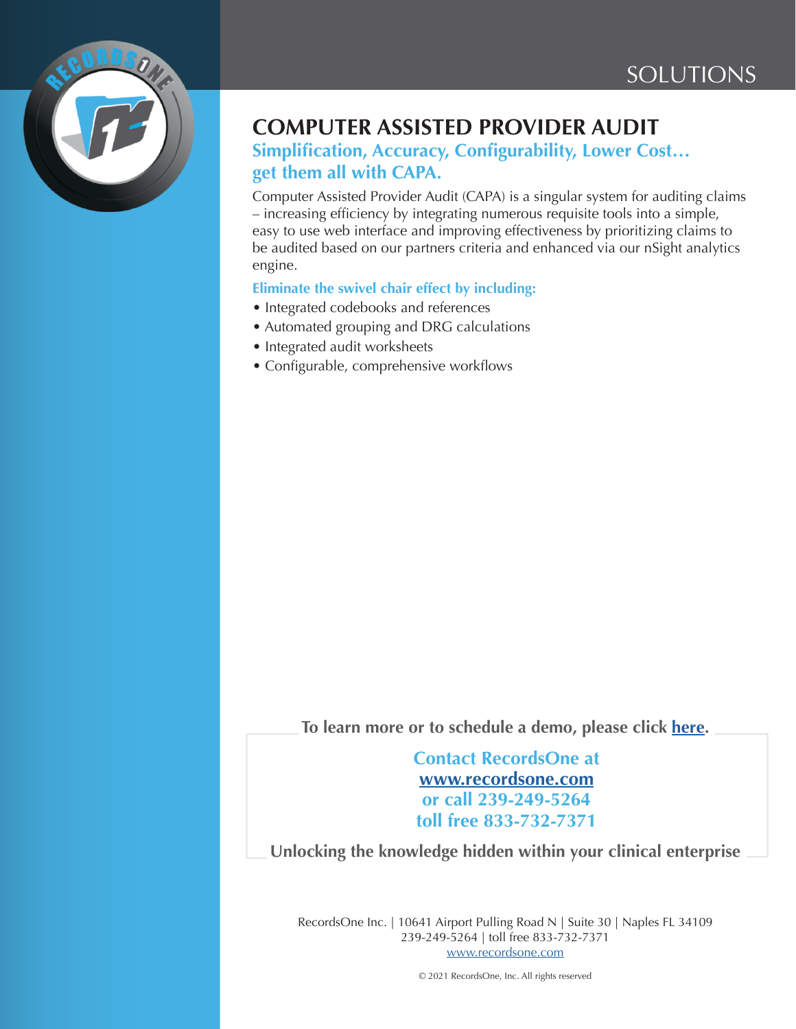SOLUTIONS

# COMPUTER ASSISTED PROVIDER AUDIT

## Simplification, Accuracy, Configurability, Lower Cost… get them all with CAPA.

Computer Assisted Provider Audit (CAPA) is a singular system for auditing claims – increasing efficiency by integrating numerous requisite tools into a simple, easy to use web interface and improving effectiveness by prioritizing claims to be audited based on our partners criteria and enhanced via our nSight analytics engine.

**Eliminate the swivel chair effect by including:**

- Integrated codebooks and references
- Automated grouping and DRG calculations
- Integrated audit worksheets
- Configurable, comprehensive workflows

**To learn more or to schedule a demo, please click [here](#).**

**Contact RecordsOne at**
**[www.recordsone.com](http://www.recordsone.com)**
**or call 239-249-5264**
**toll free 833-732-7371**

**Unlocking the knowledge hidden within your clinical enterprise**

RecordsOne Inc. | 10641 Airport Pulling Road N | Suite 30 | Naples FL 34109
239-249-5264 | toll free 833-732-7371
[www.recordsone.com](http://www.recordsone.com)

© 2021 RecordsOne, Inc. All rights reserved